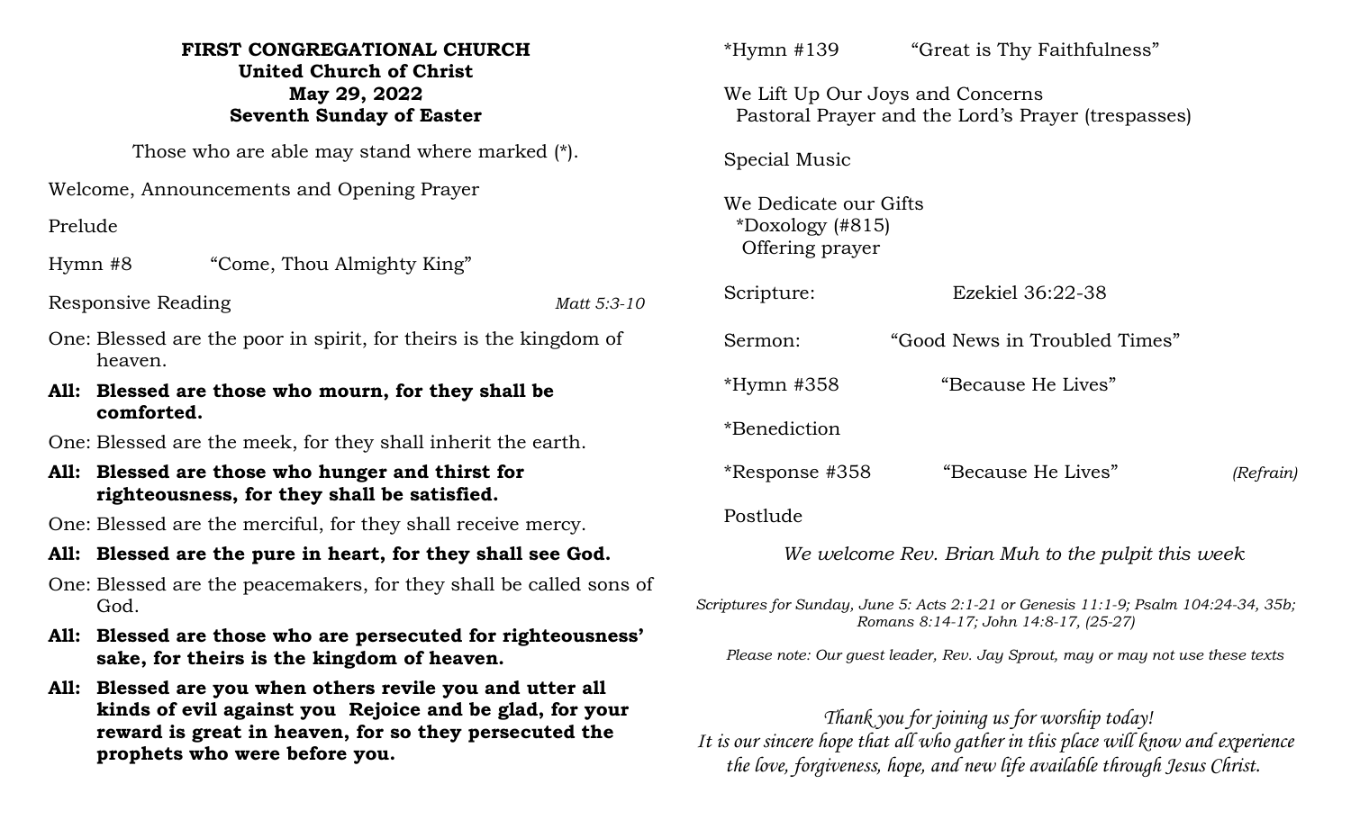**FIRST CONGREGATIONAL CHURCH**
**United Church of Christ**
**May 29, 2022**
**Seventh Sunday of Easter**

Those who are able may stand where marked (*).

Welcome, Announcements and Opening Prayer

Prelude

Hymn #8 "Come, Thou Almighty King"

Responsive Reading *Matt 5:3-10*

One: Blessed are the poor in spirit, for theirs is the kingdom of heaven.

**All: Blessed are those who mourn, for they shall be comforted.**

One: Blessed are the meek, for they shall inherit the earth.

**All: Blessed are those who hunger and thirst for righteousness, for they shall be satisfied.**

One: Blessed are the merciful, for they shall receive mercy.

**All: Blessed are the pure in heart, for they shall see God.**

One: Blessed are the peacemakers, for they shall be called sons of God.

**All: Blessed are those who are persecuted for righteousness' sake, for theirs is the kingdom of heaven.**

**All: Blessed are you when others revile you and utter all kinds of evil against you Rejoice and be glad, for your reward is great in heaven, for so they persecuted the prophets who were before you.**

*Hymn #139 "Great is Thy Faithfulness"

We Lift Up Our Joys and Concerns
Pastoral Prayer and the Lord's Prayer (trespasses)

Special Music

We Dedicate our Gifts
*Doxology (#815)
Offering prayer

Scripture: Ezekiel 36:22-38

Sermon: "Good News in Troubled Times"

*Hymn #358 "Because He Lives"

*Benediction

*Response #358 "Because He Lives" *(Refrain)*

Postlude

*We welcome Rev. Brian Muh to the pulpit this week*

*Scriptures for Sunday, June 5: Acts 2:1-21 or Genesis 11:1-9; Psalm 104:24-34, 35b; Romans 8:14-17; John 14:8-17, (25-27)*

*Please note: Our guest leader, Rev. Jay Sprout, may or may not use these texts*

*Thank you for joining us for worship today!*
*It is our sincere hope that all who gather in this place will know and experience the love, forgiveness, hope, and new life available through Jesus Christ.*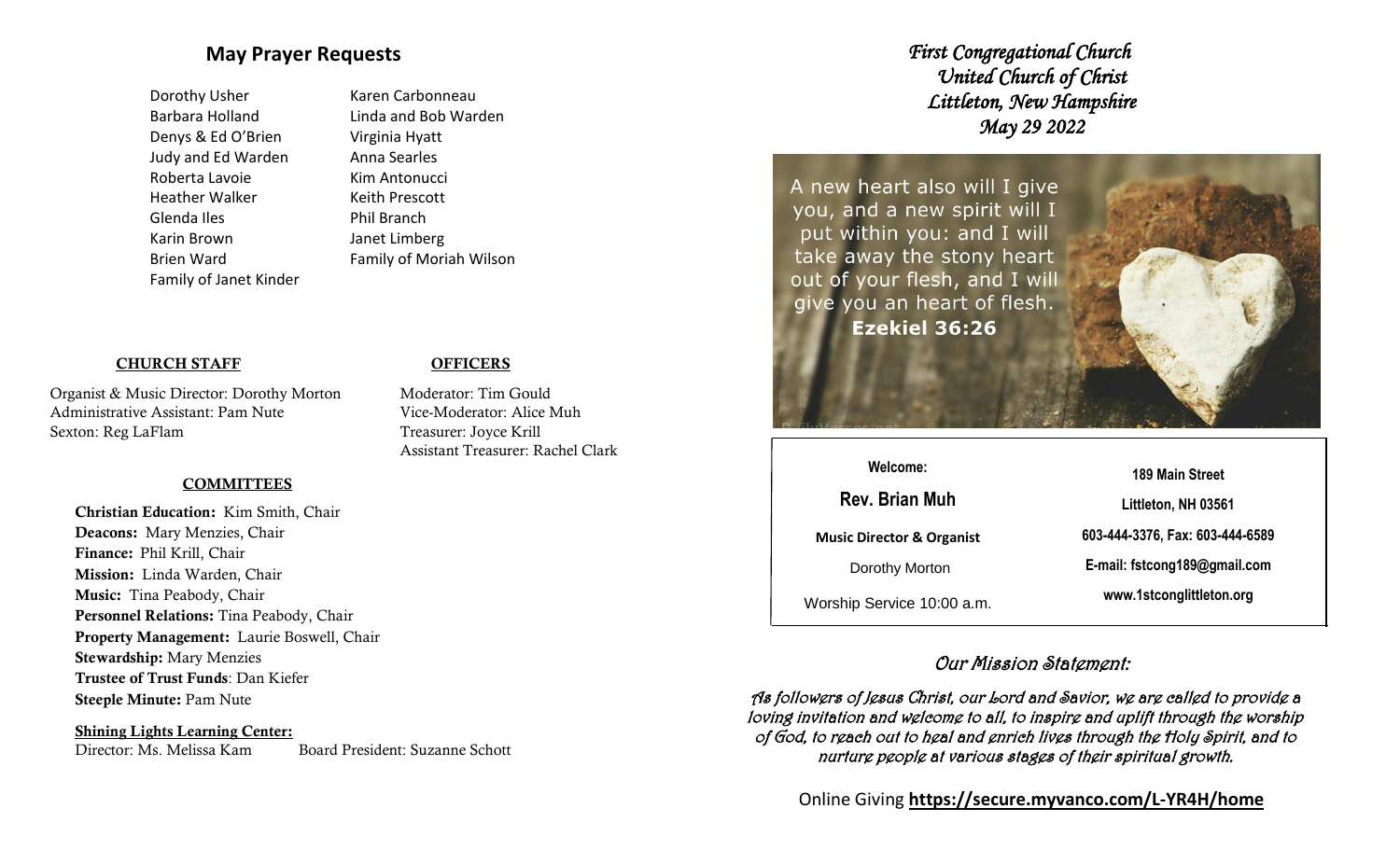## May Prayer Requests

Dorothy Usher
Barbara Holland
Denys & Ed O'Brien
Judy and Ed Warden
Roberta Lavoie
Heather Walker
Glenda Iles
Karin Brown
Brien Ward
Family of Janet Kinder
Karen Carbonneau
Linda and Bob Warden
Virginia Hyatt
Anna Searles
Kim Antonucci
Keith Prescott
Phil Branch
Janet Limberg
Family of Moriah Wilson

**CHURCH STAFF**

Organist & Music Director: Dorothy Morton
Administrative Assistant: Pam Nute
Sexton: Reg LaFlam

**OFFICERS**

Moderator: Tim Gould
Vice-Moderator: Alice Muh
Treasurer: Joyce Krill
Assistant Treasurer: Rachel Clark

**COMMITTEES**

**Christian Education:** Kim Smith, Chair
**Deacons:** Mary Menzies, Chair
**Finance:** Phil Krill, Chair
**Mission:** Linda Warden, Chair
**Music:** Tina Peabody, Chair
**Personnel Relations:** Tina Peabody, Chair
**Property Management:** Laurie Boswell, Chair
**Stewardship:** Mary Menzies
**Trustee of Trust Funds**: Dan Kiefer
**Steeple Minute:** Pam Nute

**Shining Lights Learning Center:**
Director: Ms. Melissa Kam
Board President: Suzanne Schott

*First Congregational Church*
*United Church of Christ*
*Littleton, New Hampshire*
*May 29 2022*

A new heart also will I give you, and a new spirit will I put within you: and I will take away the stony heart out of your flesh, and I will give you an heart of flesh.
**Ezekiel 36:26**

Welcome:
**Rev. Brian Muh**
**Music Director & Organist**
Dorothy Morton
Worship Service 10:00 a.m.

**189 Main Street**
**Littleton, NH 03561**
**603-444-3376, Fax: 603-444-6589**
**E-mail: fstcong189@gmail.com**
**www.1stconglittleton.org**

*Our Mission Statement:*

*As followers of Jesus Christ, our Lord and Savior, we are called to provide a loving invitation and welcome to all, to inspire and uplift through the worship of God, to reach out to heal and enrich lives through the Holy Spirit, and to nurture people at various stages of their spiritual growth.*

Online Giving **https://secure.myvanco.com/L-YR4H/home**